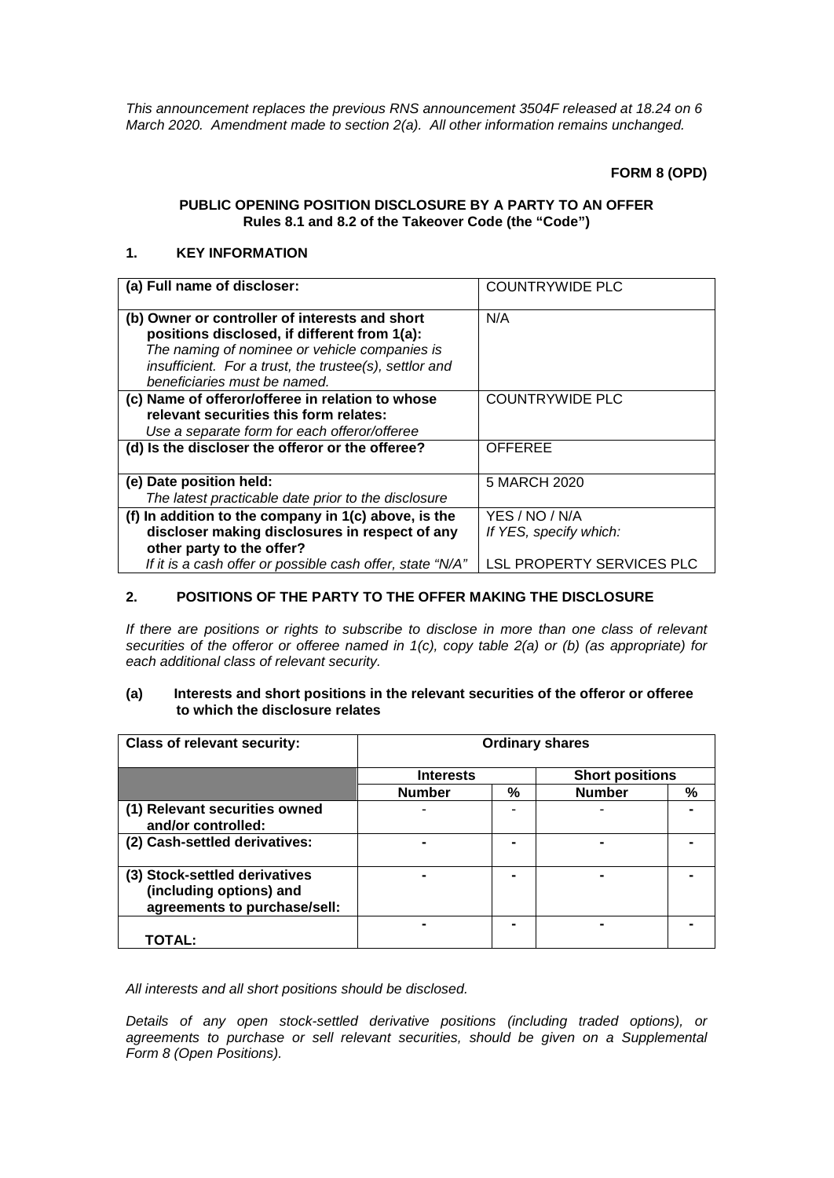*This announcement replaces the previous RNS announcement 3504F released at 18.24 on 6 March 2020. Amendment made to section 2(a). All other information remains unchanged.*

**FORM 8 (OPD)**

**PUBLIC OPENING POSITION DISCLOSURE BY A PARTY TO AN OFFER**
**Rules 8.1 and 8.2 of the Takeover Code (the "Code")**

## 1. KEY INFORMATION

| | |
|---|---|
| **(a) Full name of discloser:** | COUNTRYWIDE PLC |
| **(b) Owner or controller of interests and short positions disclosed, if different from 1(a):** *The naming of nominee or vehicle companies is insufficient. For a trust, the trustee(s), settlor and beneficiaries must be named.* | N/A |
| **(c) Name of offeror/offeree in relation to whose relevant securities this form relates:** *Use a separate form for each offeror/offeree* | COUNTRYWIDE PLC |
| **(d) Is the discloser the offeror or the offeree?** | OFFEREE |
| **(e) Date position held:** *The latest practicable date prior to the disclosure* | 5 MARCH 2020 |
| **(f) In addition to the company in 1(c) above, is the discloser making disclosures in respect of any other party to the offer?** *If it is a cash offer or possible cash offer, state "N/A"* | YES / NO / N/A *If YES, specify which:* LSL PROPERTY SERVICES PLC |

## 2. POSITIONS OF THE PARTY TO THE OFFER MAKING THE DISCLOSURE

*If there are positions or rights to subscribe to disclose in more than one class of relevant securities of the offeror or offeree named in 1(c), copy table 2(a) or (b) (as appropriate) for each additional class of relevant security.*

### (a) Interests and short positions in the relevant securities of the offeror or offeree to which the disclosure relates

| **Class of relevant security:** | **Ordinary shares** | | | |
|---|---|---|---|---|
| | **Interests** | | **Short positions** | |
| | **Number** | **%** | **Number** | **%** |
| **(1) Relevant securities owned and/or controlled:** | - | - | - | - |
| **(2) Cash-settled derivatives:** | - | - | - | - |
| **(3) Stock-settled derivatives (including options) and agreements to purchase/sell:** | - | - | - | - |
| **TOTAL:** | - | - | - | - |

*All interests and all short positions should be disclosed.*

*Details of any open stock-settled derivative positions (including traded options), or agreements to purchase or sell relevant securities, should be given on a Supplemental Form 8 (Open Positions).*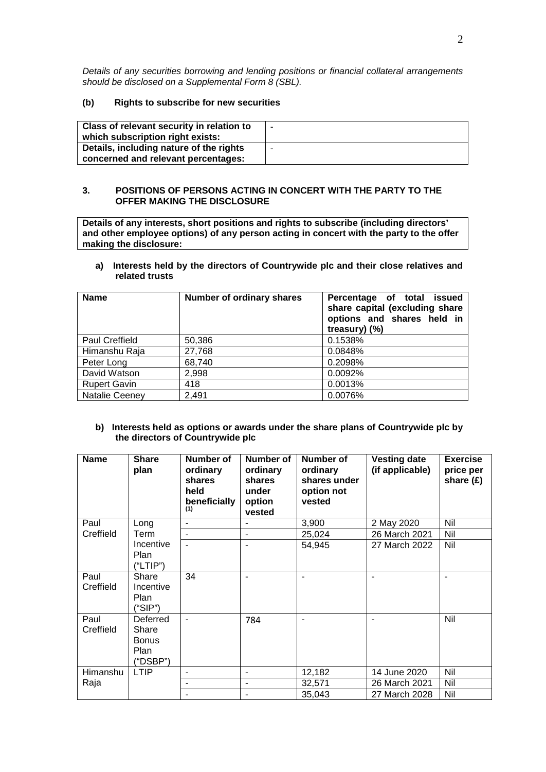*Details of any securities borrowing and lending positions or financial collateral arrangements should be disclosed on a Supplemental Form 8 (SBL).*

**(b) Rights to subscribe for new securities**

| **Class of relevant security in relation to which subscription right exists:** | - |
|---|---|
| **Details, including nature of the rights concerned and relevant percentages:** | - |

**3. POSITIONS OF PERSONS ACTING IN CONCERT WITH THE PARTY TO THE OFFER MAKING THE DISCLOSURE**

| **Details of any interests, short positions and rights to subscribe (including directors' and other employee options) of any person acting in concert with the party to the offer making the disclosure:** |
|---|

**a) Interests held by the directors of Countrywide plc and their close relatives and related trusts**

| **Name** | **Number of ordinary shares** | **Percentage of total issued share capital (excluding share options and shares held in treasury) (%)** |
|---|---|---|
| Paul Creffield | 50,386 | 0.1538% |
| Himanshu Raja | 27,768 | 0.0848% |
| Peter Long | 68,740 | 0.2098% |
| David Watson | 2,998 | 0.0092% |
| Rupert Gavin | 418 | 0.0013% |
| Natalie Ceeney | 2,491 | 0.0076% |

**b) Interests held as options or awards under the share plans of Countrywide plc by the directors of Countrywide plc**

| **Name** | **Share plan** | **Number of ordinary shares held beneficially** [(1)] | **Number of ordinary shares under option vested** | **Number of ordinary shares under option not vested** | **Vesting date (if applicable)** | **Exercise price per share (£)** |
|---|---|---|---|---|---|---|
| Paul Creffield | Long Term Incentive Plan ("LTIP") | - | - | 3,900 | 2 May 2020 | Nil |
| | | - | - | 25,024 | 26 March 2021 | Nil |
| | | - | - | 54,945 | 27 March 2022 | Nil |
| Paul Creffield | Share Incentive Plan ("SIP") | 34 | - | - | - | - |
| Paul Creffield | Deferred Share Bonus Plan ("DSBP") | - | 784 | - | - | Nil |
| Himanshu Raja | LTIP | - | - | 12,182 | 14 June 2020 | Nil |
| | | - | - | 32,571 | 26 March 2021 | Nil |
| | | - | - | 35,043 | 27 March 2028 | Nil |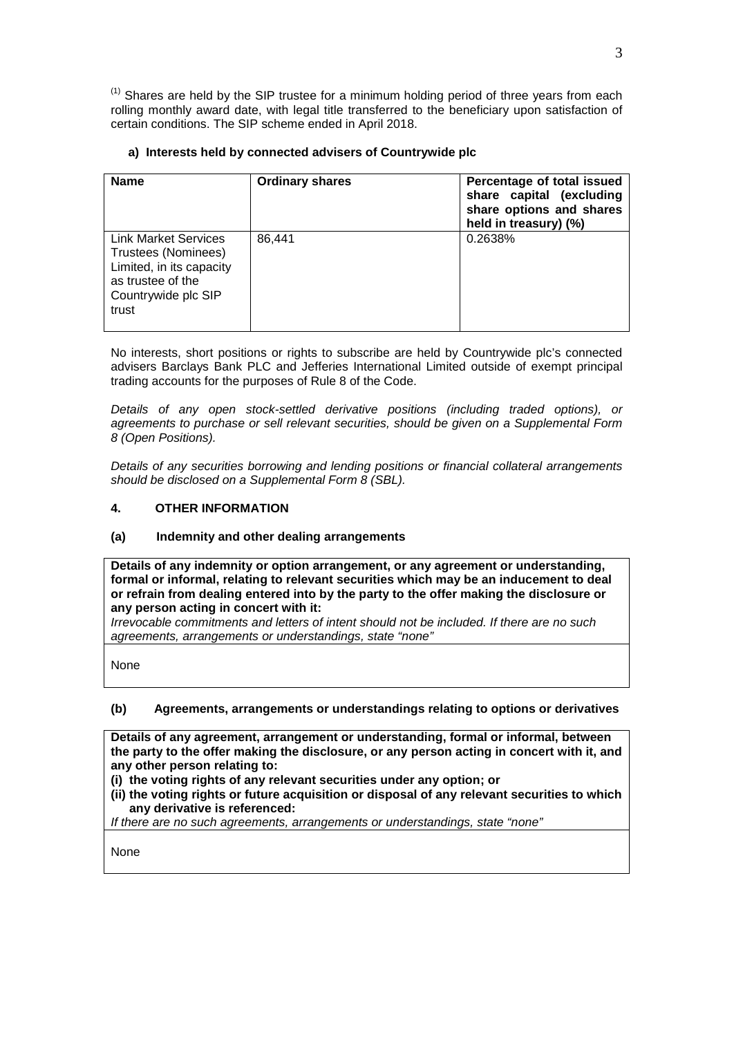[(1)] Shares are held by the SIP trustee for a minimum holding period of three years from each rolling monthly award date, with legal title transferred to the beneficiary upon satisfaction of certain conditions. The SIP scheme ended in April 2018.

**a) Interests held by connected advisers of Countrywide plc**

| **Name** | **Ordinary shares** | **Percentage of total issued share capital (excluding share options and shares held in treasury) (%)** |
|---|---|---|
| Link Market Services Trustees (Nominees) Limited, in its capacity as trustee of the Countrywide plc SIP trust | 86,441 | 0.2638% |

No interests, short positions or rights to subscribe are held by Countrywide plc's connected advisers Barclays Bank PLC and Jefferies International Limited outside of exempt principal trading accounts for the purposes of Rule 8 of the Code.

*Details of any open stock-settled derivative positions (including traded options), or agreements to purchase or sell relevant securities, should be given on a Supplemental Form 8 (Open Positions).*

*Details of any securities borrowing and lending positions or financial collateral arrangements should be disclosed on a Supplemental Form 8 (SBL).*

## 4. OTHER INFORMATION

### (a) Indemnity and other dealing arrangements

| **Details of any indemnity or option arrangement, or any agreement or understanding, formal or informal, relating to relevant securities which may be an inducement to deal or refrain from dealing entered into by the party to the offer making the disclosure or any person acting in concert with it:** *Irrevocable commitments and letters of intent should not be included. If there are no such agreements, arrangements or understandings, state "none"* |
|---|
| None |

### (b) Agreements, arrangements or understandings relating to options or derivatives

| **Details of any agreement, arrangement or understanding, formal or informal, between the party to the offer making the disclosure, or any person acting in concert with it, and any other person relating to:** **(i) the voting rights of any relevant securities under any option; or** **(ii) the voting rights or future acquisition or disposal of any relevant securities to which any derivative is referenced:** *If there are no such agreements, arrangements or understandings, state "none"* |
|---|
| None |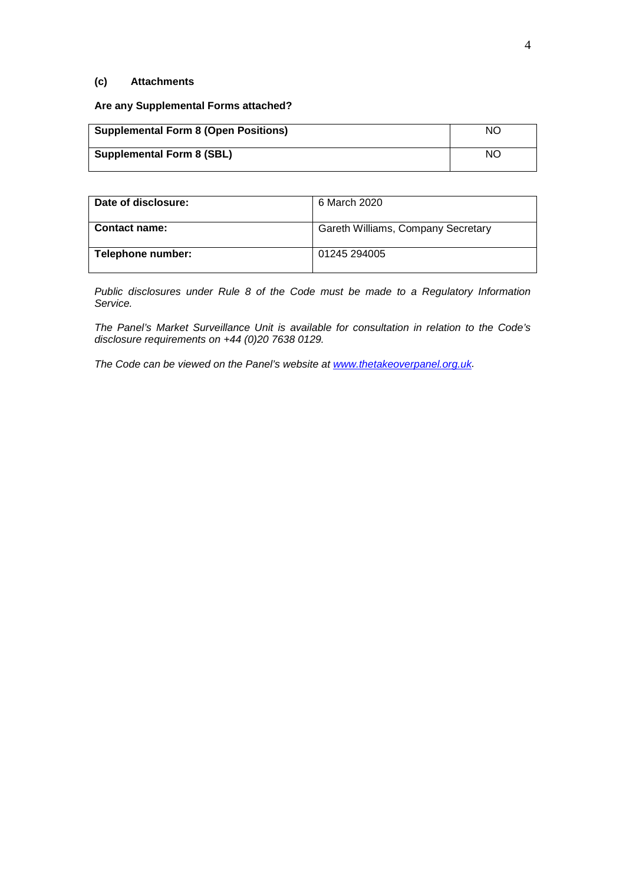### (c) Attachments

**Are any Supplemental Forms attached?**

| | |
|---|---|
| **Supplemental Form 8 (Open Positions)** | NO |
| **Supplemental Form 8 (SBL)** | NO |

| | |
|---|---|
| **Date of disclosure:** | 6 March 2020 |
| **Contact name:** | Gareth Williams, Company Secretary |
| **Telephone number:** | 01245 294005 |

*Public disclosures under Rule 8 of the Code must be made to a Regulatory Information Service.*

*The Panel's Market Surveillance Unit is available for consultation in relation to the Code's disclosure requirements on +44 (0)20 7638 0129.*

*The Code can be viewed on the Panel's website at [www.thetakeoverpanel.org.uk](http://www.thetakeoverpanel.org.uk).*